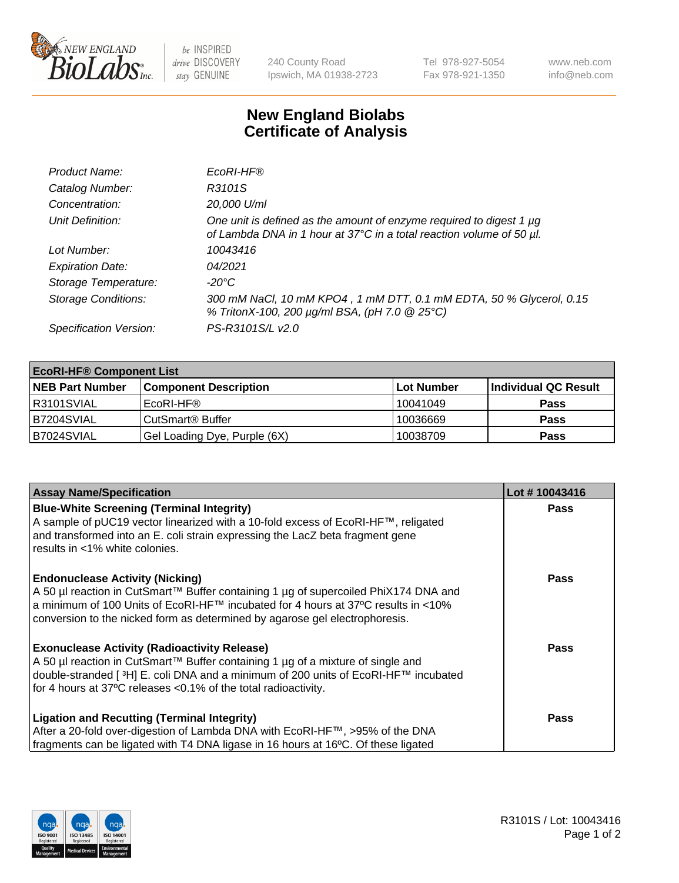New England BioLabs Inc. — be INSPIRED drive DISCOVERY stay GENUINE

240 County Road
Ipswich, MA 01938-2723

Tel 978-927-5054
Fax 978-921-1350

www.neb.com
info@neb.com

# New England Biolabs
# Certificate of Analysis

| | |
|---|---|
| *Product Name:* | *EcoRI-HF®* |
| *Catalog Number:* | *R3101S* |
| *Concentration:* | *20,000 U/ml* |
| *Unit Definition:* | *One unit is defined as the amount of enzyme required to digest 1 µg of Lambda DNA in 1 hour at 37°C in a total reaction volume of 50 µl.* |
| *Lot Number:* | *10043416* |
| *Expiration Date:* | *04/2021* |
| *Storage Temperature:* | *-20°C* |
| *Storage Conditions:* | *300 mM NaCl, 10 mM KPO4 , 1 mM DTT, 0.1 mM EDTA, 50 % Glycerol, 0.15 % TritonX-100, 200 µg/ml BSA, (pH 7.0 @ 25°C)* |
| *Specification Version:* | *PS-R3101S/L v2.0* |

| **EcoRI-HF® Component List** | | | |
|---|---|---|---|
| **NEB Part Number** | **Component Description** | **Lot Number** | **Individual QC Result** |
| R3101SVIAL | EcoRI-HF® | 10041049 | **Pass** |
| B7204SVIAL | CutSmart® Buffer | 10036669 | **Pass** |
| B7024SVIAL | Gel Loading Dye, Purple (6X) | 10038709 | **Pass** |

| **Assay Name/Specification** | **Lot # 10043416** |
|---|---|
| **Blue-White Screening (Terminal Integrity)** A sample of pUC19 vector linearized with a 10-fold excess of EcoRI-HF™, religated and transformed into an E. coli strain expressing the LacZ beta fragment gene results in <1% white colonies. | **Pass** |
| **Endonuclease Activity (Nicking)** A 50 µl reaction in CutSmart™ Buffer containing 1 µg of supercoiled PhiX174 DNA and a minimum of 100 Units of EcoRI-HF™ incubated for 4 hours at 37ºC results in <10% conversion to the nicked form as determined by agarose gel electrophoresis. | **Pass** |
| **Exonuclease Activity (Radioactivity Release)** A 50 µl reaction in CutSmart™ Buffer containing 1 µg of a mixture of single and double-stranded [ $^3$H] E. coli DNA and a minimum of 200 units of EcoRI-HF™ incubated for 4 hours at 37ºC releases <0.1% of the total radioactivity. | **Pass** |
| **Ligation and Recutting (Terminal Integrity)** After a 20-fold over-digestion of Lambda DNA with EcoRI-HF™, >95% of the DNA fragments can be ligated with T4 DNA ligase in 16 hours at 16ºC. Of these ligated | **Pass** |

R3101S / Lot: 10043416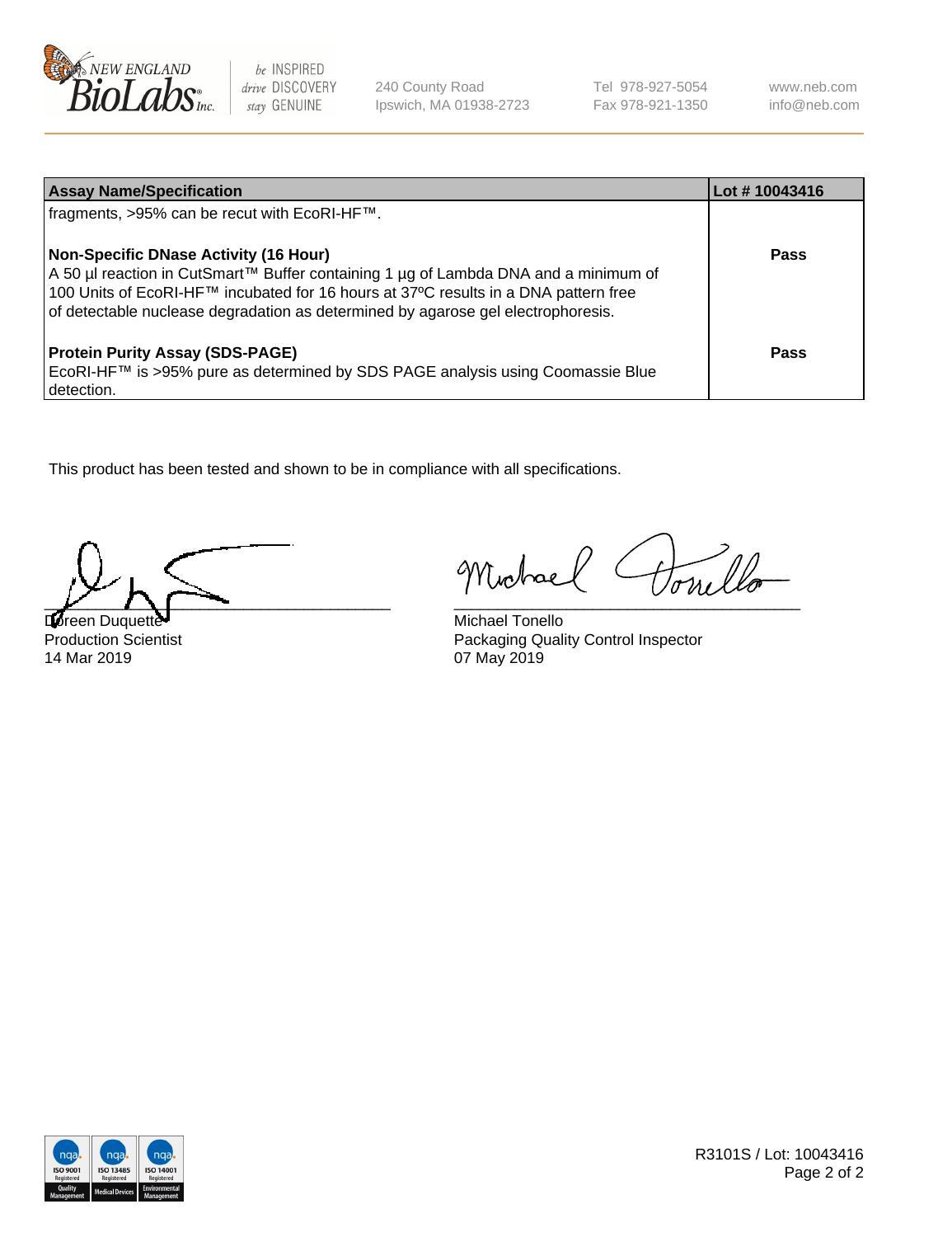| Assay Name/Specification | Lot # 10043416 |
| --- | --- |
| fragments, >95% can be recut with EcoRI-HF™. | |
| **Non-Specific DNase Activity (16 Hour)**<br>A 50 µl reaction in CutSmart™ Buffer containing 1 µg of Lambda DNA and a minimum of 100 Units of EcoRI-HF™ incubated for 16 hours at 37ºC results in a DNA pattern free of detectable nuclease degradation as determined by agarose gel electrophoresis. | **Pass** |
| **Protein Purity Assay (SDS-PAGE)**<br>EcoRI-HF™ is >95% pure as determined by SDS PAGE analysis using Coomassie Blue detection. | **Pass** |

This product has been tested and shown to be in compliance with all specifications.

Doreen Duquette
Production Scientist
14 Mar 2019

Michael Tonello
Packaging Quality Control Inspector
07 May 2019

R3101S / Lot: 10043416